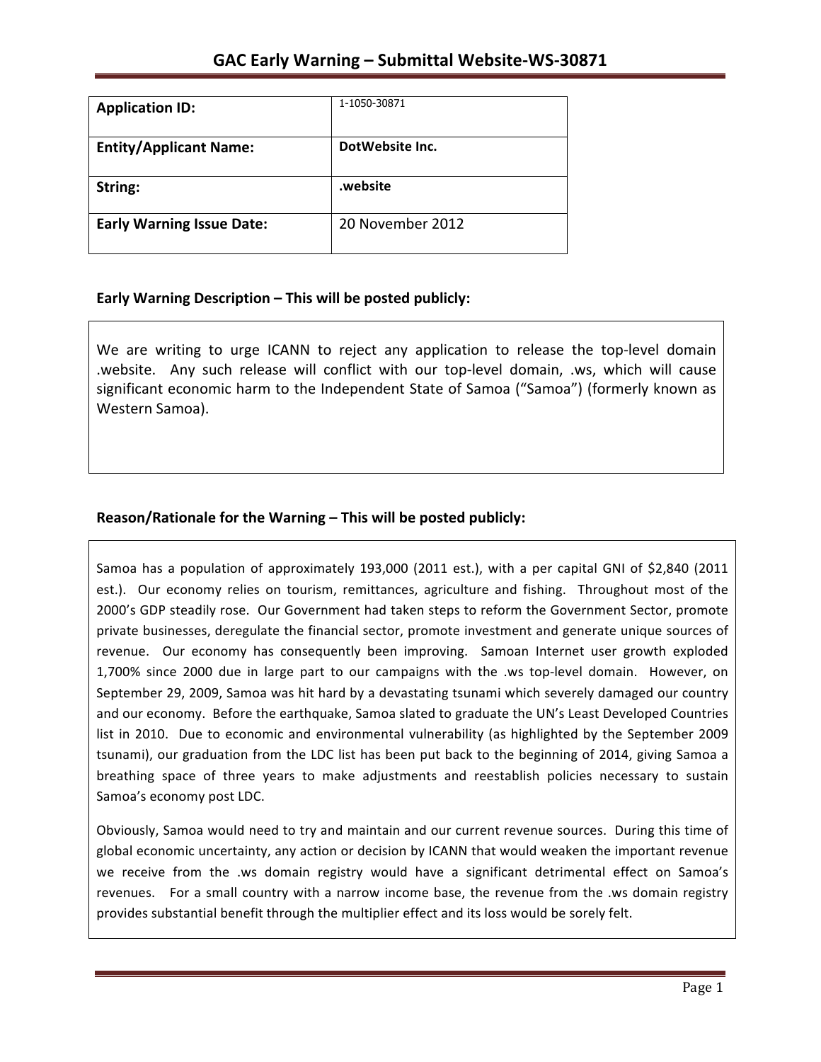# GAC Early Warning – Submittal Website-WS-30871

| **Application ID:** | 1-1050-30871 |
| --- | --- |
| **Entity/Applicant Name:** | **DotWebsite Inc.** |
| **String:** | **.website** |
| **Early Warning Issue Date:** | 20 November 2012 |

## Early Warning Description – This will be posted publicly:

We are writing to urge ICANN to reject any application to release the top-level domain .website. Any such release will conflict with our top-level domain, .ws, which will cause significant economic harm to the Independent State of Samoa ("Samoa") (formerly known as Western Samoa).

## Reason/Rationale for the Warning – This will be posted publicly:

Samoa has a population of approximately 193,000 (2011 est.), with a per capital GNI of $2,840 (2011 est.). Our economy relies on tourism, remittances, agriculture and fishing. Throughout most of the 2000's GDP steadily rose. Our Government had taken steps to reform the Government Sector, promote private businesses, deregulate the financial sector, promote investment and generate unique sources of revenue. Our economy has consequently been improving. Samoan Internet user growth exploded 1,700% since 2000 due in large part to our campaigns with the .ws top-level domain. However, on September 29, 2009, Samoa was hit hard by a devastating tsunami which severely damaged our country and our economy. Before the earthquake, Samoa slated to graduate the UN's Least Developed Countries list in 2010. Due to economic and environmental vulnerability (as highlighted by the September 2009 tsunami), our graduation from the LDC list has been put back to the beginning of 2014, giving Samoa a breathing space of three years to make adjustments and reestablish policies necessary to sustain Samoa's economy post LDC.

Obviously, Samoa would need to try and maintain and our current revenue sources. During this time of global economic uncertainty, any action or decision by ICANN that would weaken the important revenue we receive from the .ws domain registry would have a significant detrimental effect on Samoa's revenues. For a small country with a narrow income base, the revenue from the .ws domain registry provides substantial benefit through the multiplier effect and its loss would be sorely felt.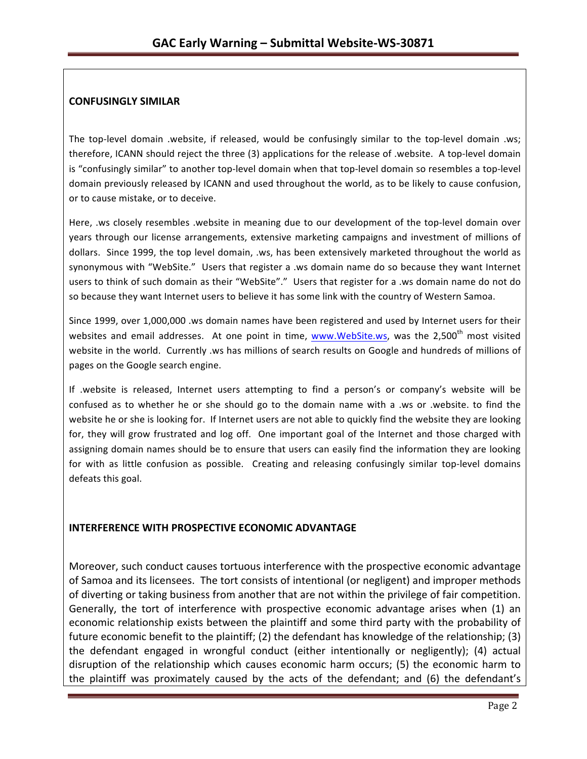## CONFUSINGLY SIMILAR

The top-level domain .website, if released, would be confusingly similar to the top-level domain .ws; therefore, ICANN should reject the three (3) applications for the release of .website. A top-level domain is "confusingly similar" to another top-level domain when that top-level domain so resembles a top-level domain previously released by ICANN and used throughout the world, as to be likely to cause confusion, or to cause mistake, or to deceive.

Here, .ws closely resembles .website in meaning due to our development of the top-level domain over years through our license arrangements, extensive marketing campaigns and investment of millions of dollars. Since 1999, the top level domain, .ws, has been extensively marketed throughout the world as synonymous with "WebSite." Users that register a .ws domain name do so because they want Internet users to think of such domain as their "WebSite"." Users that register for a .ws domain name do not do so because they want Internet users to believe it has some link with the country of Western Samoa.

Since 1999, over 1,000,000 .ws domain names have been registered and used by Internet users for their websites and email addresses. At one point in time, www.WebSite.ws, was the 2,500th most visited website in the world. Currently .ws has millions of search results on Google and hundreds of millions of pages on the Google search engine.

If .website is released, Internet users attempting to find a person's or company's website will be confused as to whether he or she should go to the domain name with a .ws or .website. to find the website he or she is looking for. If Internet users are not able to quickly find the website they are looking for, they will grow frustrated and log off. One important goal of the Internet and those charged with assigning domain names should be to ensure that users can easily find the information they are looking for with as little confusion as possible. Creating and releasing confusingly similar top-level domains defeats this goal.

## INTERFERENCE WITH PROSPECTIVE ECONOMIC ADVANTAGE

Moreover, such conduct causes tortuous interference with the prospective economic advantage of Samoa and its licensees. The tort consists of intentional (or negligent) and improper methods of diverting or taking business from another that are not within the privilege of fair competition. Generally, the tort of interference with prospective economic advantage arises when (1) an economic relationship exists between the plaintiff and some third party with the probability of future economic benefit to the plaintiff; (2) the defendant has knowledge of the relationship; (3) the defendant engaged in wrongful conduct (either intentionally or negligently); (4) actual disruption of the relationship which causes economic harm occurs; (5) the economic harm to the plaintiff was proximately caused by the acts of the defendant; and (6) the defendant's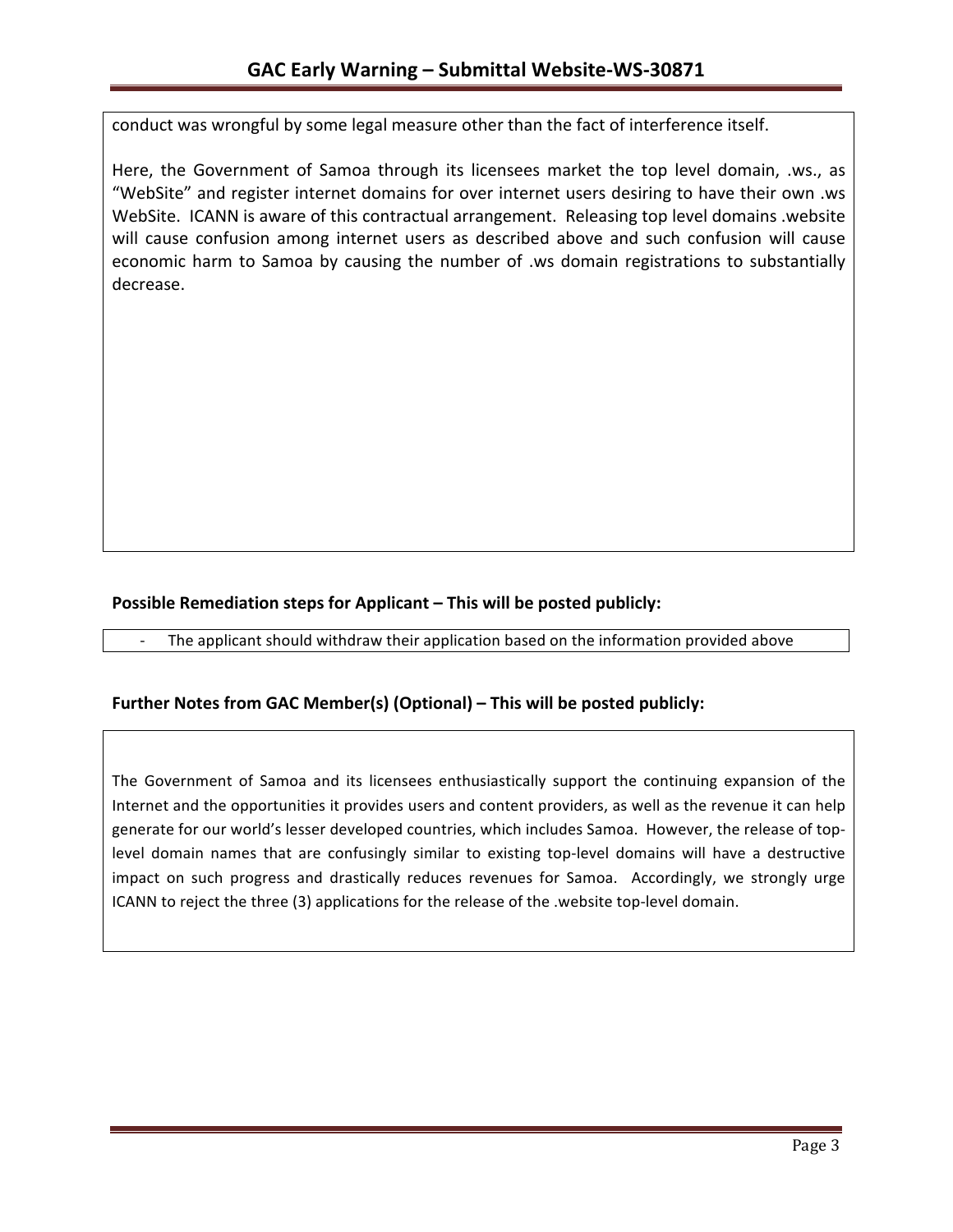conduct was wrongful by some legal measure other than the fact of interference itself.

Here, the Government of Samoa through its licensees market the top level domain, .ws., as "WebSite" and register internet domains for over internet users desiring to have their own .ws WebSite. ICANN is aware of this contractual arrangement. Releasing top level domains .website will cause confusion among internet users as described above and such confusion will cause economic harm to Samoa by causing the number of .ws domain registrations to substantially decrease.

**Possible Remediation steps for Applicant – This will be posted publicly:**

- The applicant should withdraw their application based on the information provided above

**Further Notes from GAC Member(s) (Optional) – This will be posted publicly:**

The Government of Samoa and its licensees enthusiastically support the continuing expansion of the Internet and the opportunities it provides users and content providers, as well as the revenue it can help generate for our world's lesser developed countries, which includes Samoa. However, the release of top-level domain names that are confusingly similar to existing top-level domains will have a destructive impact on such progress and drastically reduces revenues for Samoa. Accordingly, we strongly urge ICANN to reject the three (3) applications for the release of the .website top-level domain.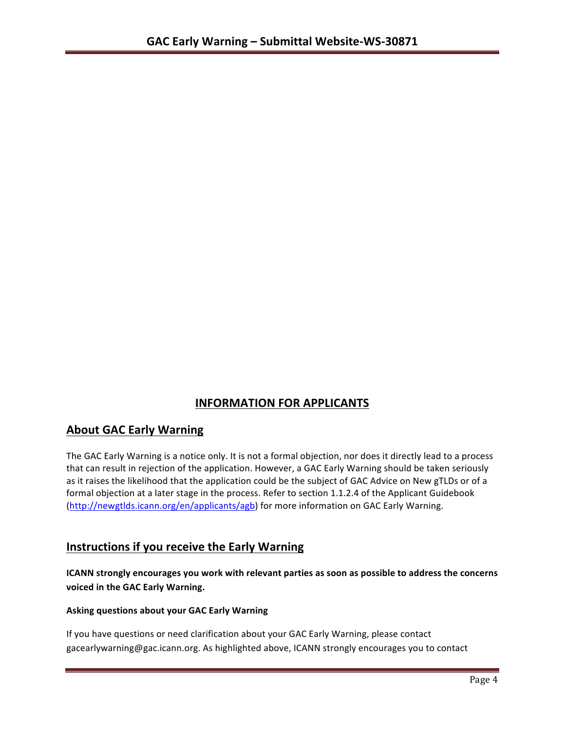# INFORMATION FOR APPLICANTS

## About GAC Early Warning

The GAC Early Warning is a notice only. It is not a formal objection, nor does it directly lead to a process that can result in rejection of the application. However, a GAC Early Warning should be taken seriously as it raises the likelihood that the application could be the subject of GAC Advice on New gTLDs or of a formal objection at a later stage in the process. Refer to section 1.1.2.4 of the Applicant Guidebook (http://newgtlds.icann.org/en/applicants/agb) for more information on GAC Early Warning.

## Instructions if you receive the Early Warning

**ICANN strongly encourages you work with relevant parties as soon as possible to address the concerns voiced in the GAC Early Warning.**

**Asking questions about your GAC Early Warning**

If you have questions or need clarification about your GAC Early Warning, please contact gacearlywarning@gac.icann.org. As highlighted above, ICANN strongly encourages you to contact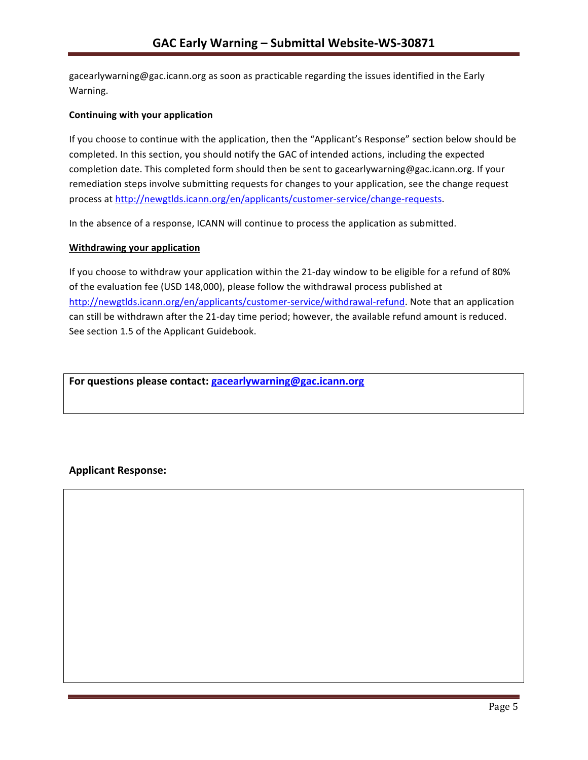gacearlywarning@gac.icann.org as soon as practicable regarding the issues identified in the Early Warning.

**Continuing with your application**

If you choose to continue with the application, then the "Applicant's Response" section below should be completed. In this section, you should notify the GAC of intended actions, including the expected completion date. This completed form should then be sent to gacearlywarning@gac.icann.org. If your remediation steps involve submitting requests for changes to your application, see the change request process at http://newgtlds.icann.org/en/applicants/customer-service/change-requests.

In the absence of a response, ICANN will continue to process the application as submitted.

**Withdrawing your application**

If you choose to withdraw your application within the 21-day window to be eligible for a refund of 80% of the evaluation fee (USD 148,000), please follow the withdrawal process published at http://newgtlds.icann.org/en/applicants/customer-service/withdrawal-refund. Note that an application can still be withdrawn after the 21-day time period; however, the available refund amount is reduced. See section 1.5 of the Applicant Guidebook.

**For questions please contact: gacearlywarning@gac.icann.org**

### Applicant Response: